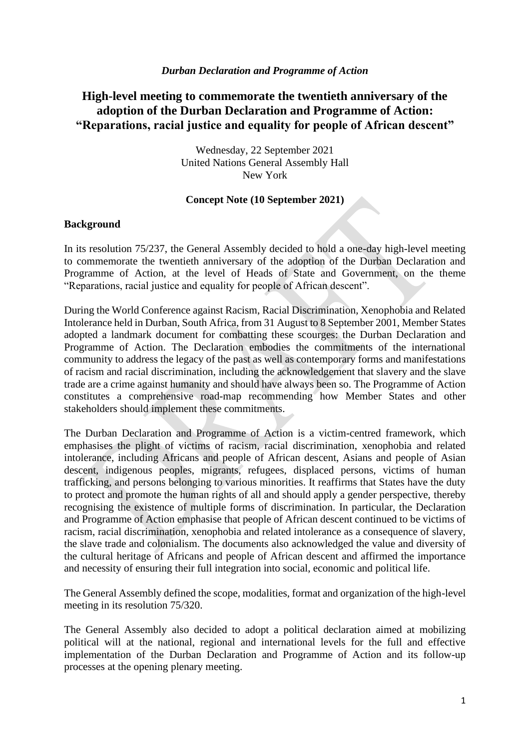*Durban Declaration and Programme of Action*

# High-level meeting to commemorate the twentieth anniversary of the adoption of the Durban Declaration and Programme of Action: "Reparations, racial justice and equality for people of African descent"

Wednesday, 22 September 2021
United Nations General Assembly Hall
New York

**Concept Note (10 September 2021)**

**Background**

In its resolution 75/237, the General Assembly decided to hold a one-day high-level meeting to commemorate the twentieth anniversary of the adoption of the Durban Declaration and Programme of Action, at the level of Heads of State and Government, on the theme "Reparations, racial justice and equality for people of African descent".

During the World Conference against Racism, Racial Discrimination, Xenophobia and Related Intolerance held in Durban, South Africa, from 31 August to 8 September 2001, Member States adopted a landmark document for combatting these scourges: the Durban Declaration and Programme of Action. The Declaration embodies the commitments of the international community to address the legacy of the past as well as contemporary forms and manifestations of racism and racial discrimination, including the acknowledgement that slavery and the slave trade are a crime against humanity and should have always been so. The Programme of Action constitutes a comprehensive road-map recommending how Member States and other stakeholders should implement these commitments.

The Durban Declaration and Programme of Action is a victim-centred framework, which emphasises the plight of victims of racism, racial discrimination, xenophobia and related intolerance, including Africans and people of African descent, Asians and people of Asian descent, indigenous peoples, migrants, refugees, displaced persons, victims of human trafficking, and persons belonging to various minorities. It reaffirms that States have the duty to protect and promote the human rights of all and should apply a gender perspective, thereby recognising the existence of multiple forms of discrimination. In particular, the Declaration and Programme of Action emphasise that people of African descent continued to be victims of racism, racial discrimination, xenophobia and related intolerance as a consequence of slavery, the slave trade and colonialism. The documents also acknowledged the value and diversity of the cultural heritage of Africans and people of African descent and affirmed the importance and necessity of ensuring their full integration into social, economic and political life.

The General Assembly defined the scope, modalities, format and organization of the high-level meeting in its resolution 75/320.

The General Assembly also decided to adopt a political declaration aimed at mobilizing political will at the national, regional and international levels for the full and effective implementation of the Durban Declaration and Programme of Action and its follow-up processes at the opening plenary meeting.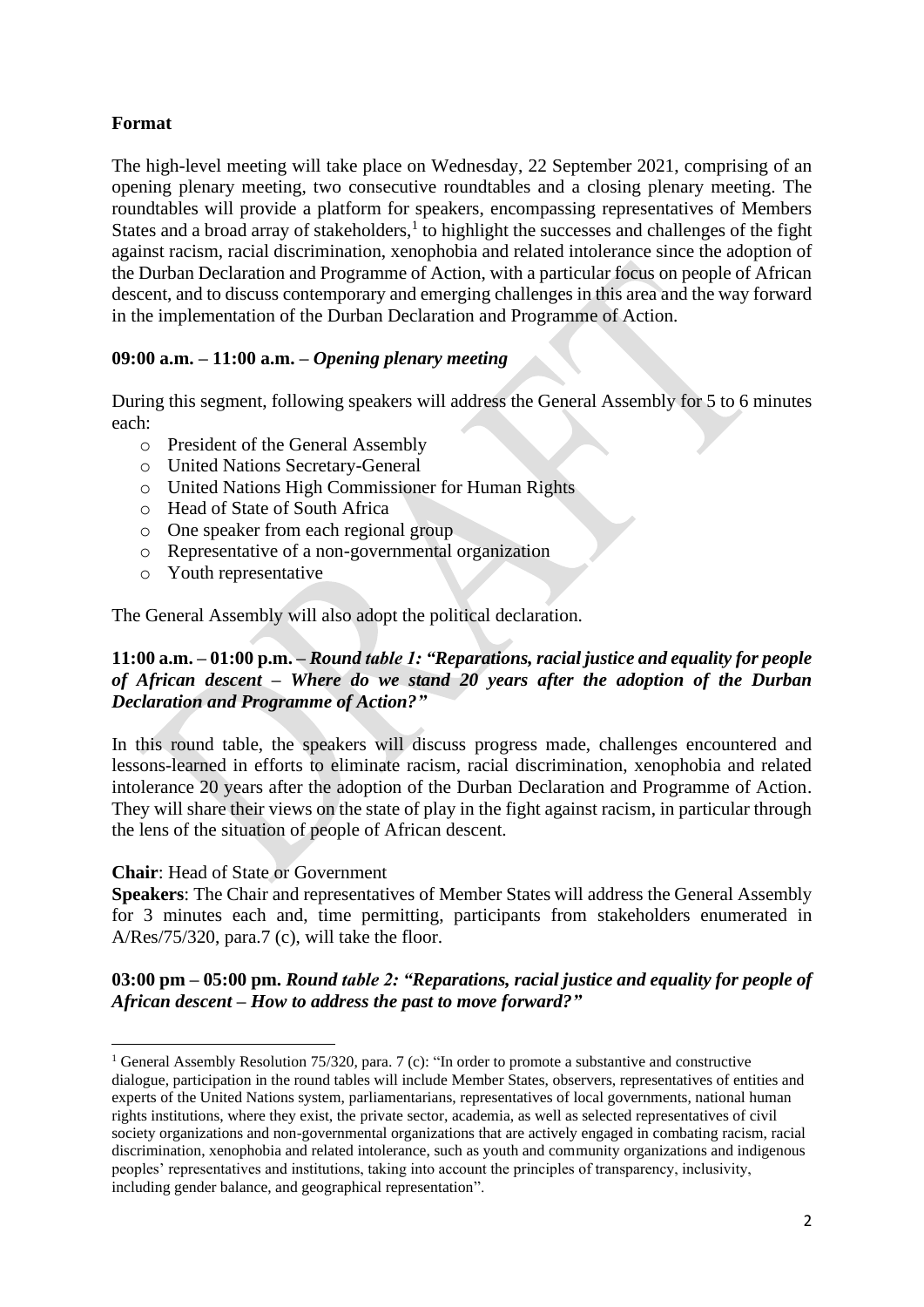**Format**

The high-level meeting will take place on Wednesday, 22 September 2021, comprising of an opening plenary meeting, two consecutive roundtables and a closing plenary meeting. The roundtables will provide a platform for speakers, encompassing representatives of Members States and a broad array of stakeholders,[1] to highlight the successes and challenges of the fight against racism, racial discrimination, xenophobia and related intolerance since the adoption of the Durban Declaration and Programme of Action, with a particular focus on people of African descent, and to discuss contemporary and emerging challenges in this area and the way forward in the implementation of the Durban Declaration and Programme of Action.

**09:00 a.m. – 11:00 a.m. –** ***Opening plenary meeting***

During this segment, following speakers will address the General Assembly for 5 to 6 minutes each:

- President of the General Assembly
- United Nations Secretary-General
- United Nations High Commissioner for Human Rights
- Head of State of South Africa
- One speaker from each regional group
- Representative of a non-governmental organization
- Youth representative

The General Assembly will also adopt the political declaration.

**11:00 a.m. – 01:00 p.m. –** ***Round table 1: "Reparations, racial justice and equality for people of African descent – Where do we stand 20 years after the adoption of the Durban Declaration and Programme of Action?"***

In this round table, the speakers will discuss progress made, challenges encountered and lessons-learned in efforts to eliminate racism, racial discrimination, xenophobia and related intolerance 20 years after the adoption of the Durban Declaration and Programme of Action. They will share their views on the state of play in the fight against racism, in particular through the lens of the situation of people of African descent.

**Chair**: Head of State or Government
**Speakers**: The Chair and representatives of Member States will address the General Assembly for 3 minutes each and, time permitting, participants from stakeholders enumerated in A/Res/75/320, para.7 (c), will take the floor.

**03:00 pm – 05:00 pm.** ***Round table 2: "Reparations, racial justice and equality for people of African descent – How to address the past to move forward?"***

---

[1] General Assembly Resolution 75/320, para. 7 (c): "In order to promote a substantive and constructive dialogue, participation in the round tables will include Member States, observers, representatives of entities and experts of the United Nations system, parliamentarians, representatives of local governments, national human rights institutions, where they exist, the private sector, academia, as well as selected representatives of civil society organizations and non-governmental organizations that are actively engaged in combating racism, racial discrimination, xenophobia and related intolerance, such as youth and community organizations and indigenous peoples' representatives and institutions, taking into account the principles of transparency, inclusivity, including gender balance, and geographical representation".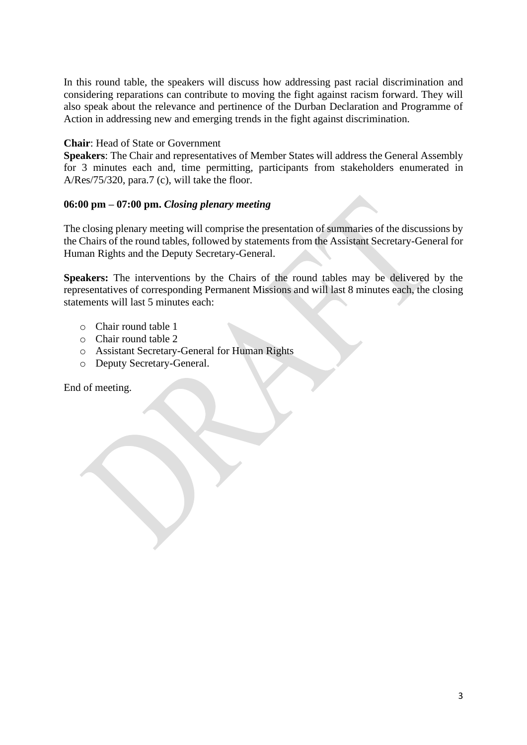In this round table, the speakers will discuss how addressing past racial discrimination and considering reparations can contribute to moving the fight against racism forward. They will also speak about the relevance and pertinence of the Durban Declaration and Programme of Action in addressing new and emerging trends in the fight against discrimination.

**Chair**: Head of State or Government
**Speakers**: The Chair and representatives of Member States will address the General Assembly for 3 minutes each and, time permitting, participants from stakeholders enumerated in A/Res/75/320, para.7 (c), will take the floor.

**06:00 pm – 07:00 pm.** ***Closing plenary meeting***

The closing plenary meeting will comprise the presentation of summaries of the discussions by the Chairs of the round tables, followed by statements from the Assistant Secretary-General for Human Rights and the Deputy Secretary-General.

**Speakers:** The interventions by the Chairs of the round tables may be delivered by the representatives of corresponding Permanent Missions and will last 8 minutes each, the closing statements will last 5 minutes each:

- Chair round table 1
- Chair round table 2
- Assistant Secretary-General for Human Rights
- Deputy Secretary-General.

End of meeting.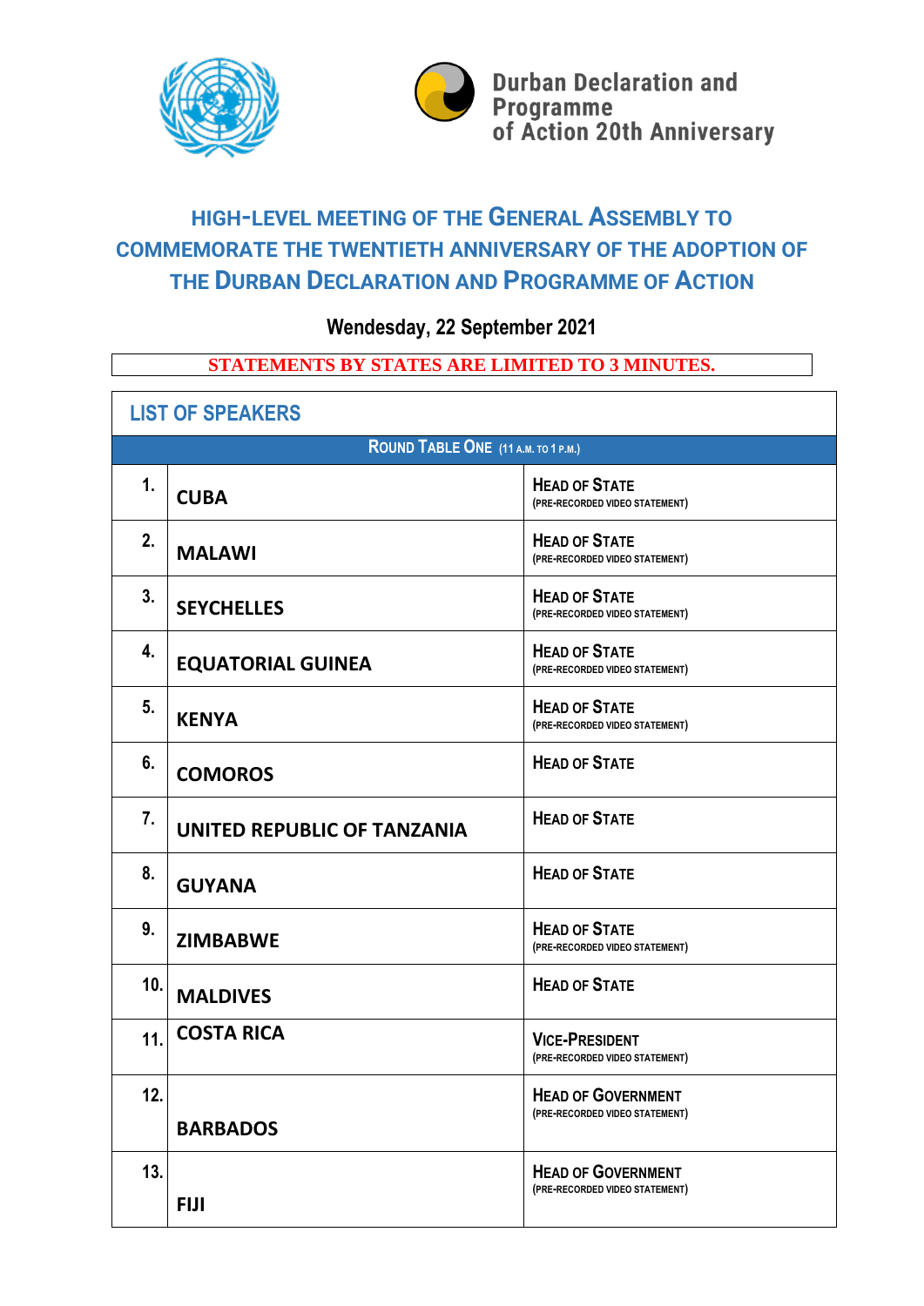Durban Declaration and Programme of Action 20th Anniversary

# HIGH-LEVEL MEETING OF THE GENERAL ASSEMBLY TO COMMEMORATE THE TWENTIETH ANNIVERSARY OF THE ADOPTION OF THE DURBAN DECLARATION AND PROGRAMME OF ACTION

**Wendesday, 22 September 2021**

**STATEMENTS BY STATES ARE LIMITED TO 3 MINUTES.**

## LIST OF SPEAKERS

| ROUND TABLE ONE (11 A.M. TO 1 P.M.) | | |
|---|---|---|
| 1. | **CUBA** | **HEAD OF STATE** (PRE-RECORDED VIDEO STATEMENT) |
| 2. | **MALAWI** | **HEAD OF STATE** (PRE-RECORDED VIDEO STATEMENT) |
| 3. | **SEYCHELLES** | **HEAD OF STATE** (PRE-RECORDED VIDEO STATEMENT) |
| 4. | **EQUATORIAL GUINEA** | **HEAD OF STATE** (PRE-RECORDED VIDEO STATEMENT) |
| 5. | **KENYA** | **HEAD OF STATE** (PRE-RECORDED VIDEO STATEMENT) |
| 6. | **COMOROS** | **HEAD OF STATE** |
| 7. | **UNITED REPUBLIC OF TANZANIA** | **HEAD OF STATE** |
| 8. | **GUYANA** | **HEAD OF STATE** |
| 9. | **ZIMBABWE** | **HEAD OF STATE** (PRE-RECORDED VIDEO STATEMENT) |
| 10. | **MALDIVES** | **HEAD OF STATE** |
| 11. | **COSTA RICA** | **VICE-PRESIDENT** (PRE-RECORDED VIDEO STATEMENT) |
| 12. | **BARBADOS** | **HEAD OF GOVERNMENT** (PRE-RECORDED VIDEO STATEMENT) |
| 13. | **FIJI** | **HEAD OF GOVERNMENT** (PRE-RECORDED VIDEO STATEMENT) |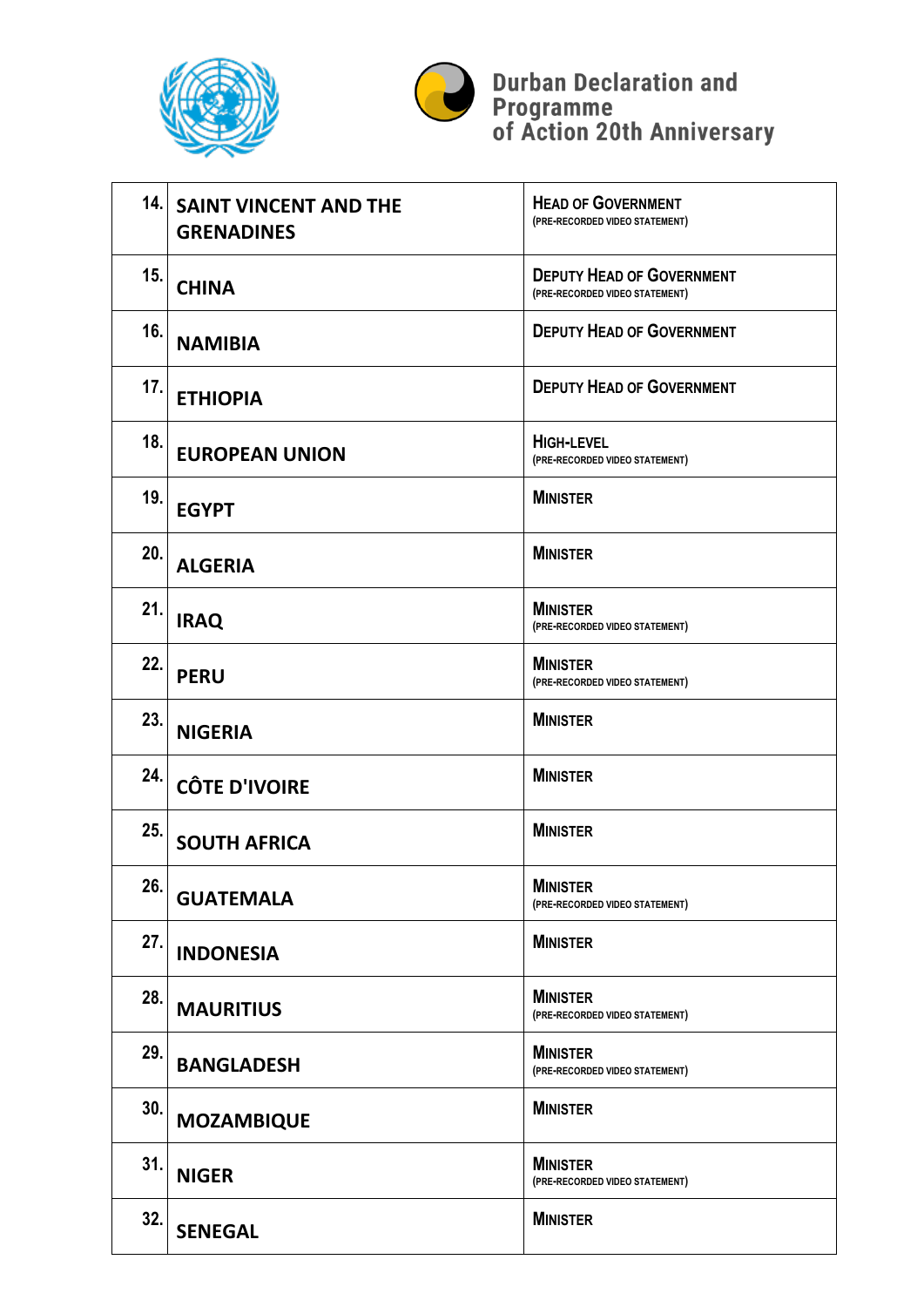| | | |
|---|---|---|
| 14. | **SAINT VINCENT AND THE GRENADINES** | **HEAD OF GOVERNMENT** (PRE-RECORDED VIDEO STATEMENT) |
| 15. | **CHINA** | **DEPUTY HEAD OF GOVERNMENT** (PRE-RECORDED VIDEO STATEMENT) |
| 16. | **NAMIBIA** | **DEPUTY HEAD OF GOVERNMENT** |
| 17. | **ETHIOPIA** | **DEPUTY HEAD OF GOVERNMENT** |
| 18. | **EUROPEAN UNION** | **HIGH-LEVEL** (PRE-RECORDED VIDEO STATEMENT) |
| 19. | **EGYPT** | **MINISTER** |
| 20. | **ALGERIA** | **MINISTER** |
| 21. | **IRAQ** | **MINISTER** (PRE-RECORDED VIDEO STATEMENT) |
| 22. | **PERU** | **MINISTER** (PRE-RECORDED VIDEO STATEMENT) |
| 23. | **NIGERIA** | **MINISTER** |
| 24. | **CÔTE D'IVOIRE** | **MINISTER** |
| 25. | **SOUTH AFRICA** | **MINISTER** |
| 26. | **GUATEMALA** | **MINISTER** (PRE-RECORDED VIDEO STATEMENT) |
| 27. | **INDONESIA** | **MINISTER** |
| 28. | **MAURITIUS** | **MINISTER** (PRE-RECORDED VIDEO STATEMENT) |
| 29. | **BANGLADESH** | **MINISTER** (PRE-RECORDED VIDEO STATEMENT) |
| 30. | **MOZAMBIQUE** | **MINISTER** |
| 31. | **NIGER** | **MINISTER** (PRE-RECORDED VIDEO STATEMENT) |
| 32. | **SENEGAL** | **MINISTER** |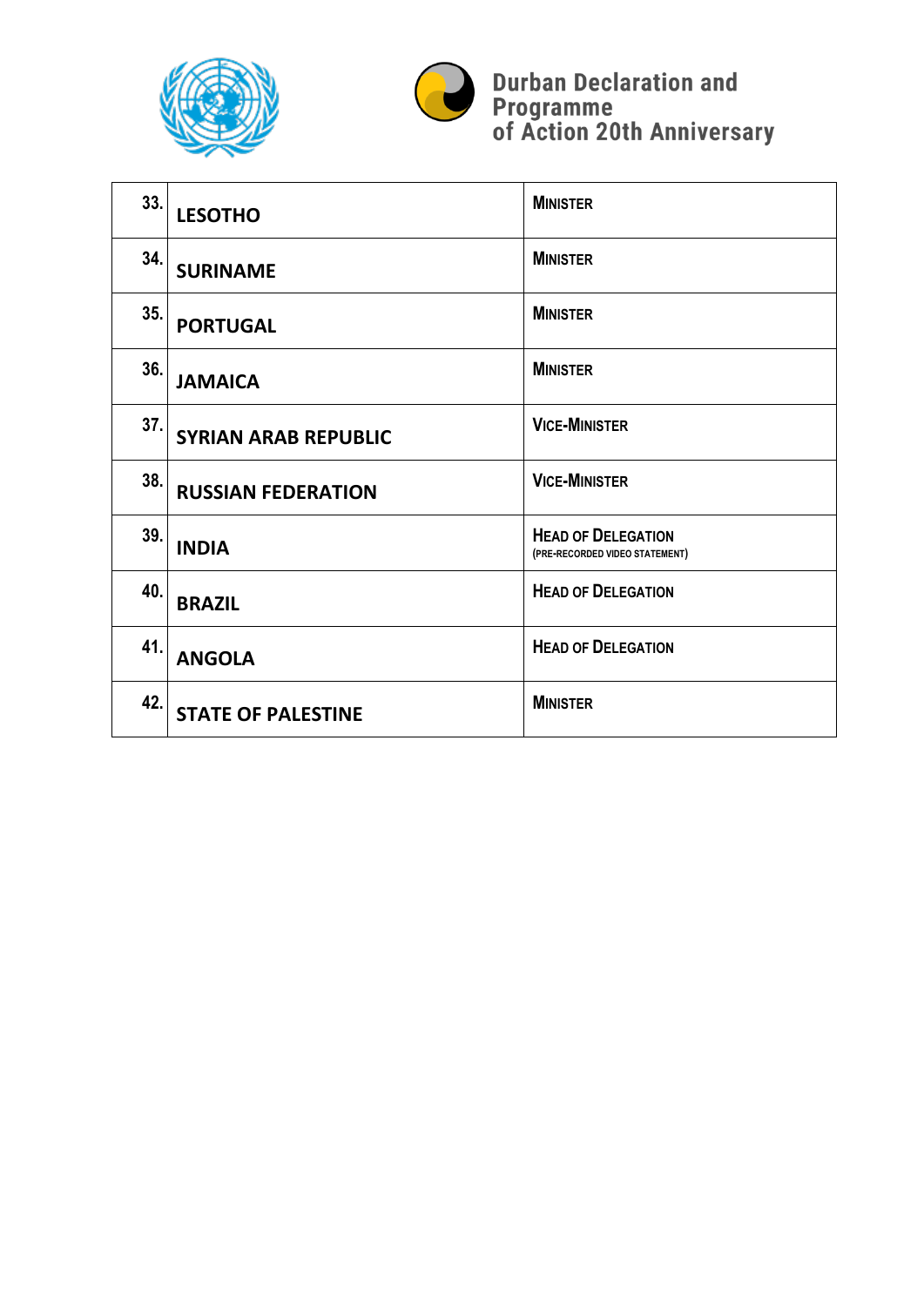| | | |
|---|---|---|
| 33. | **LESOTHO** | **MINISTER** |
| 34. | **SURINAME** | **MINISTER** |
| 35. | **PORTUGAL** | **MINISTER** |
| 36. | **JAMAICA** | **MINISTER** |
| 37. | **SYRIAN ARAB REPUBLIC** | **VICE-MINISTER** |
| 38. | **RUSSIAN FEDERATION** | **VICE-MINISTER** |
| 39. | **INDIA** | **HEAD OF DELEGATION** (PRE-RECORDED VIDEO STATEMENT) |
| 40. | **BRAZIL** | **HEAD OF DELEGATION** |
| 41. | **ANGOLA** | **HEAD OF DELEGATION** |
| 42. | **STATE OF PALESTINE** | **MINISTER** |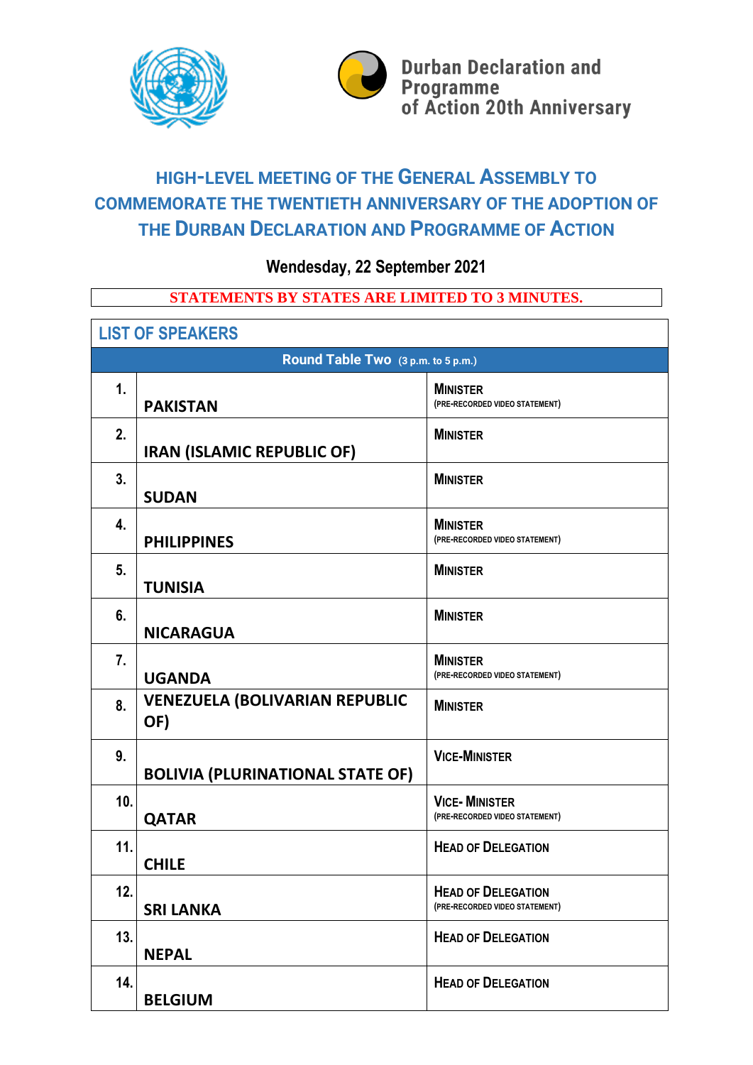Durban Declaration and Programme of Action 20th Anniversary

# HIGH-LEVEL MEETING OF THE GENERAL ASSEMBLY TO COMMEMORATE THE TWENTIETH ANNIVERSARY OF THE ADOPTION OF THE DURBAN DECLARATION AND PROGRAMME OF ACTION

**Wendesday, 22 September 2021**

**STATEMENTS BY STATES ARE LIMITED TO 3 MINUTES.**

## LIST OF SPEAKERS

| Round Table Two (3 p.m. to 5 p.m.) | | |
|---|---|---|
| 1. | **PAKISTAN** | **MINISTER** (PRE-RECORDED VIDEO STATEMENT) |
| 2. | **IRAN (ISLAMIC REPUBLIC OF)** | **MINISTER** |
| 3. | **SUDAN** | **MINISTER** |
| 4. | **PHILIPPINES** | **MINISTER** (PRE-RECORDED VIDEO STATEMENT) |
| 5. | **TUNISIA** | **MINISTER** |
| 6. | **NICARAGUA** | **MINISTER** |
| 7. | **UGANDA** | **MINISTER** (PRE-RECORDED VIDEO STATEMENT) |
| 8. | **VENEZUELA (BOLIVARIAN REPUBLIC OF)** | **MINISTER** |
| 9. | **BOLIVIA (PLURINATIONAL STATE OF)** | **VICE-MINISTER** |
| 10. | **QATAR** | **VICE- MINISTER** (PRE-RECORDED VIDEO STATEMENT) |
| 11. | **CHILE** | **HEAD OF DELEGATION** |
| 12. | **SRI LANKA** | **HEAD OF DELEGATION** (PRE-RECORDED VIDEO STATEMENT) |
| 13. | **NEPAL** | **HEAD OF DELEGATION** |
| 14. | **BELGIUM** | **HEAD OF DELEGATION** |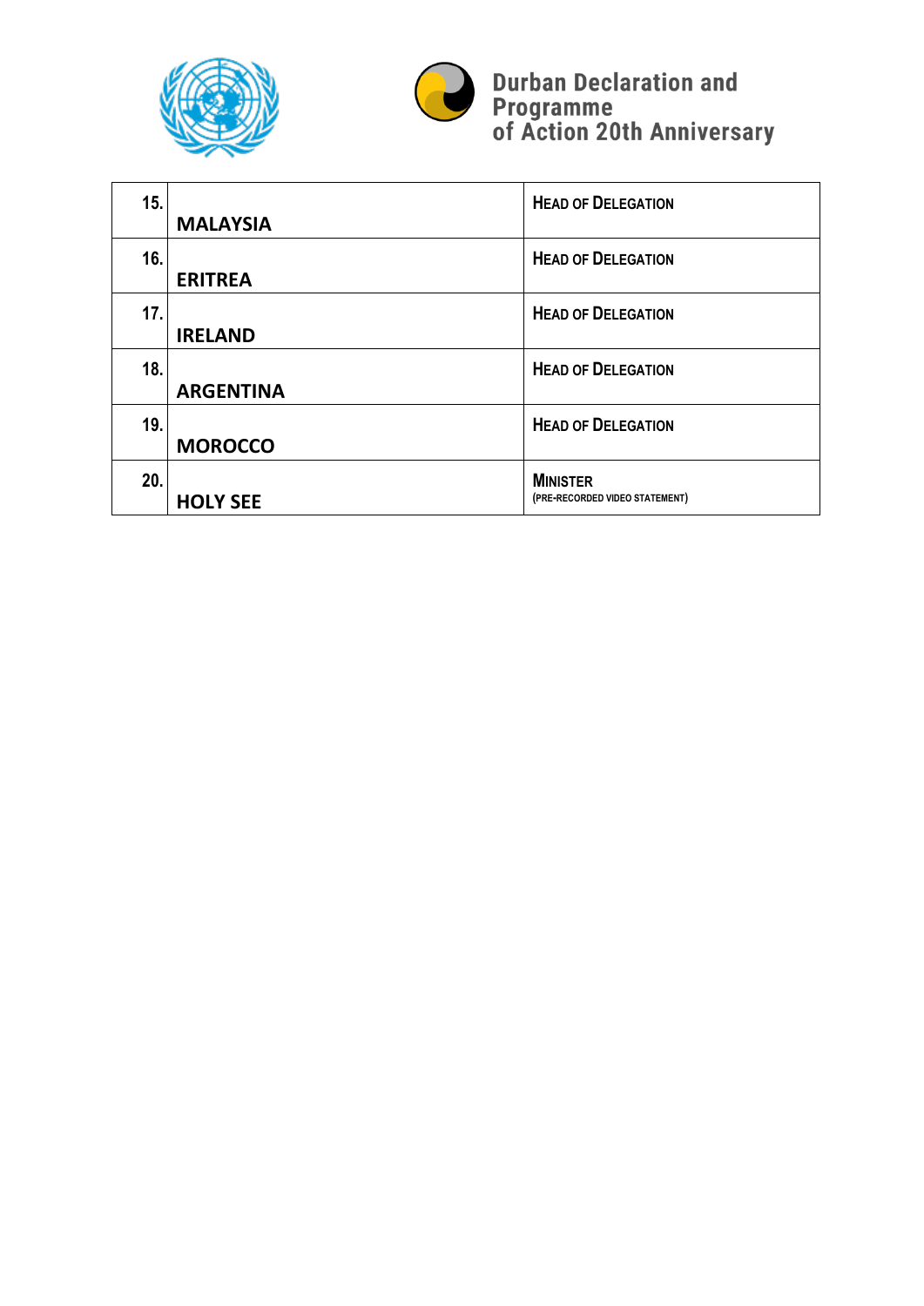Durban Declaration and Programme of Action 20th Anniversary

| | | |
|---|---|---|
| 15. | **MALAYSIA** | HEAD OF DELEGATION |
| 16. | **ERITREA** | HEAD OF DELEGATION |
| 17. | **IRELAND** | HEAD OF DELEGATION |
| 18. | **ARGENTINA** | HEAD OF DELEGATION |
| 19. | **MOROCCO** | HEAD OF DELEGATION |
| 20. | **HOLY SEE** | MINISTER (PRE-RECORDED VIDEO STATEMENT) |